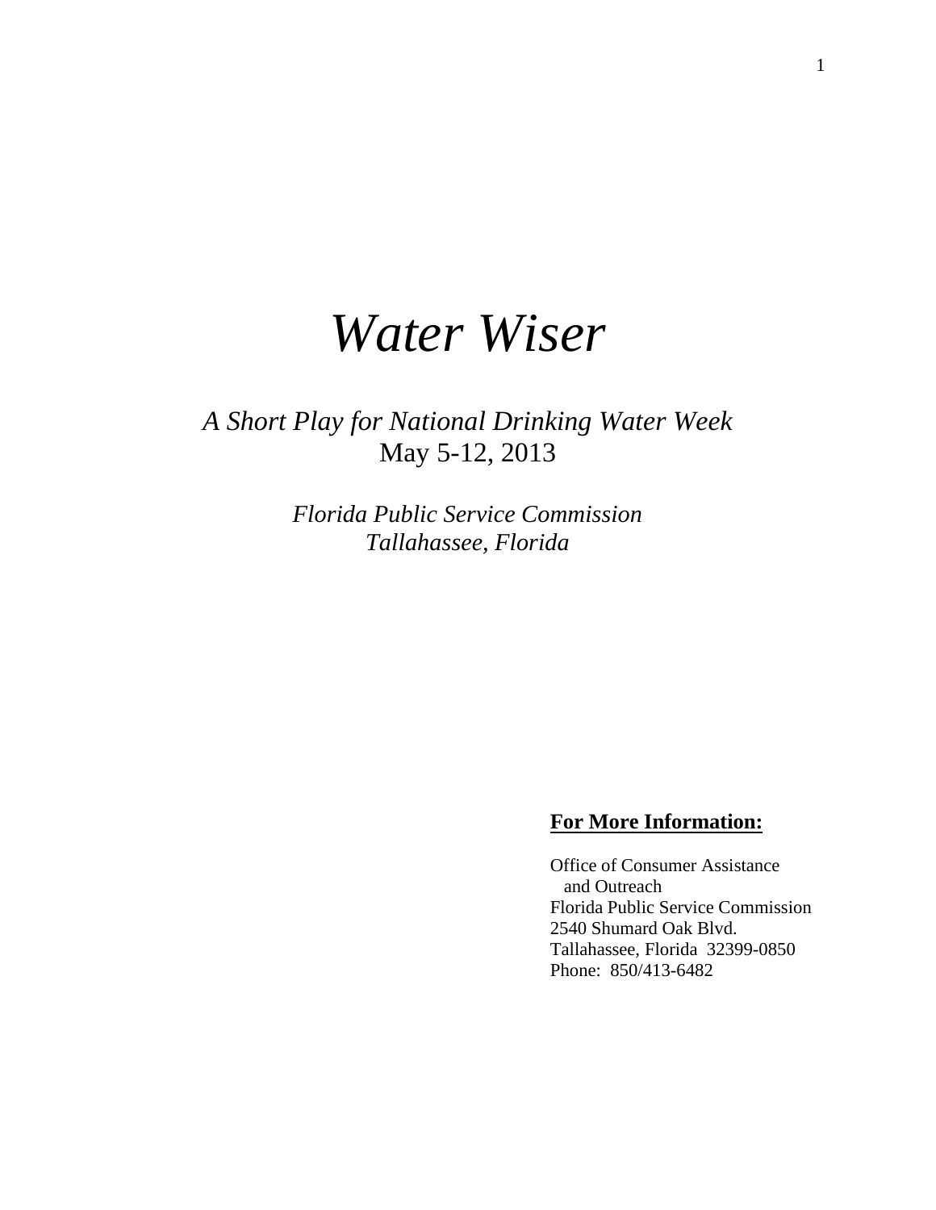# *Water Wiser*

*A Short Play for National Drinking Water Week*
May 5-12, 2013

*Florida Public Service Commission*
*Tallahassee, Florida*

**For More Information:**

Office of Consumer Assistance
and Outreach
Florida Public Service Commission
2540 Shumard Oak Blvd.
Tallahassee, Florida 32399-0850
Phone: 850/413-6482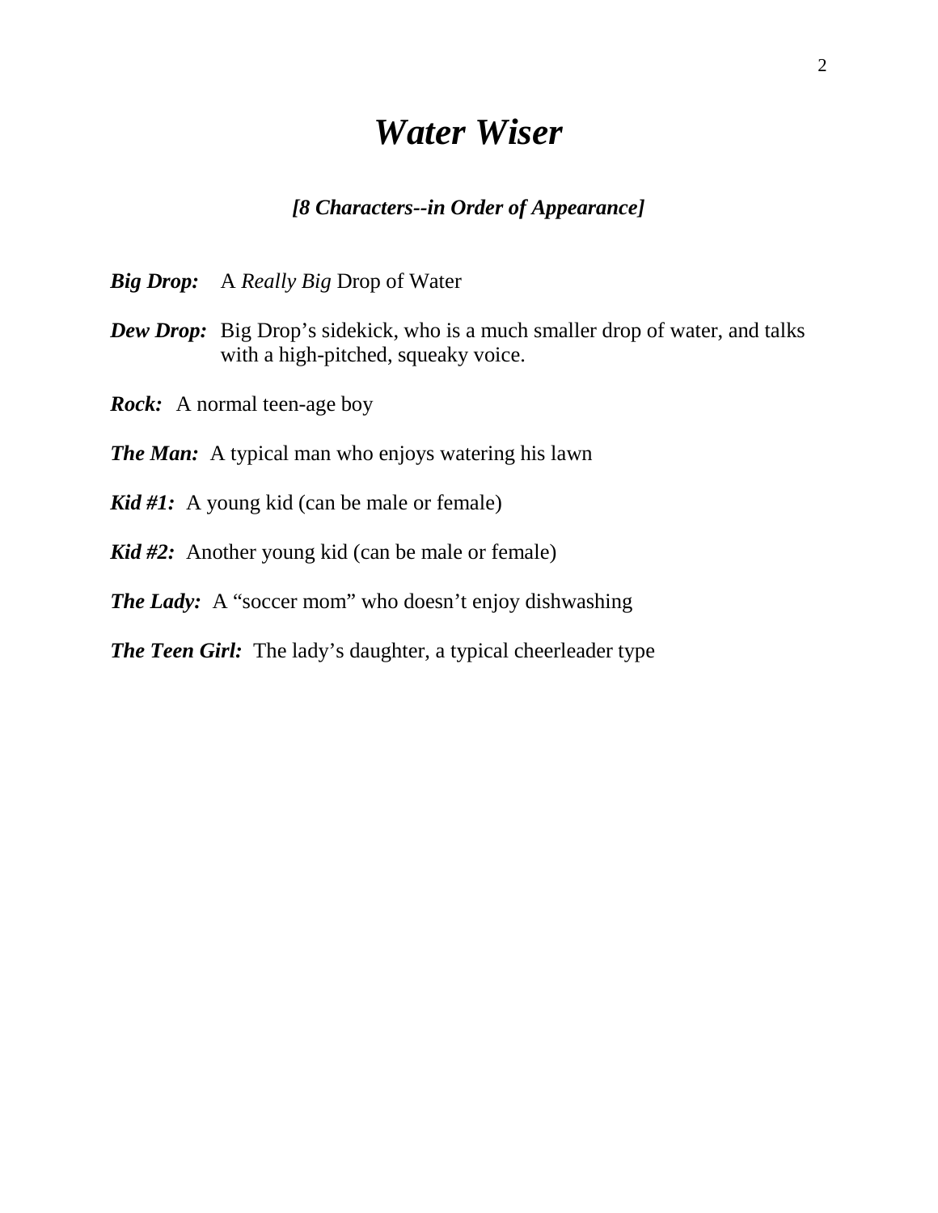# *Water Wiser*

***[8 Characters--in Order of Appearance]***

***Big Drop:*** A *Really Big* Drop of Water

***Dew Drop:*** Big Drop's sidekick, who is a much smaller drop of water, and talks with a high-pitched, squeaky voice.

***Rock:*** A normal teen-age boy

***The Man:*** A typical man who enjoys watering his lawn

***Kid #1:*** A young kid (can be male or female)

***Kid #2:*** Another young kid (can be male or female)

***The Lady:*** A "soccer mom" who doesn't enjoy dishwashing

***The Teen Girl:*** The lady's daughter, a typical cheerleader type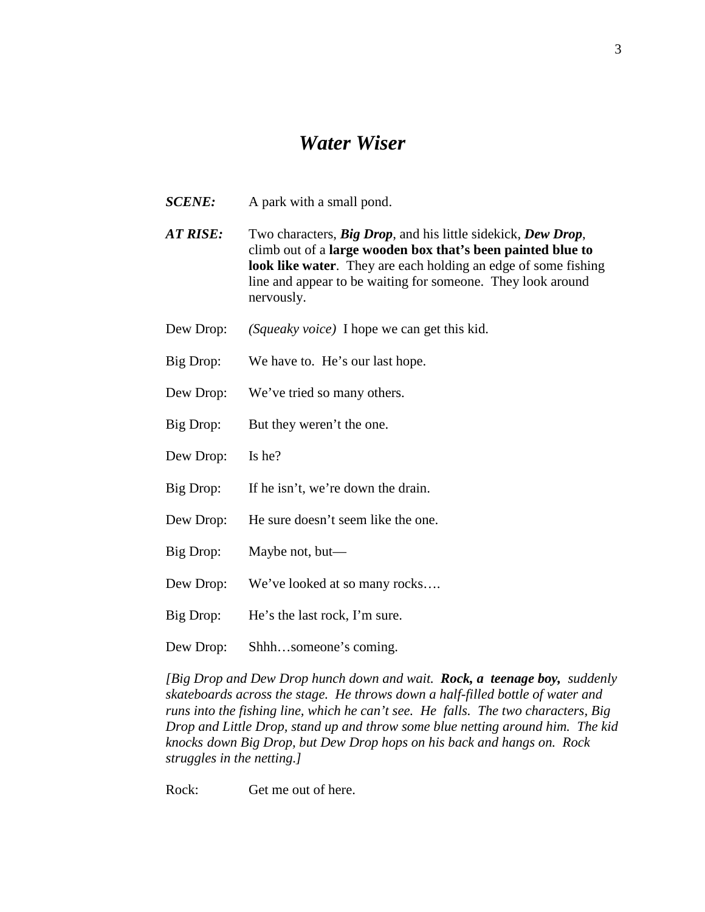# *Water Wiser*

***SCENE:*** A park with a small pond.

***AT RISE:*** Two characters, ***Big Drop***, and his little sidekick, ***Dew Drop***, climb out of a **large wooden box that's been painted blue to look like water**. They are each holding an edge of some fishing line and appear to be waiting for someone. They look around nervously.

Dew Drop: *(Squeaky voice)* I hope we can get this kid.

Big Drop: We have to. He's our last hope.

Dew Drop: We've tried so many others.

Big Drop: But they weren't the one.

Dew Drop: Is he?

Big Drop: If he isn't, we're down the drain.

Dew Drop: He sure doesn't seem like the one.

Big Drop: Maybe not, but—

Dew Drop: We've looked at so many rocks….

Big Drop: He's the last rock, I'm sure.

Dew Drop: Shhh…someone's coming.

*[Big Drop and Dew Drop hunch down and wait.* ***Rock, a teenage boy,*** *suddenly skateboards across the stage. He throws down a half-filled bottle of water and runs into the fishing line, which he can't see. He falls. The two characters, Big Drop and Little Drop, stand up and throw some blue netting around him. The kid knocks down Big Drop, but Dew Drop hops on his back and hangs on. Rock struggles in the netting.]*

Rock: Get me out of here.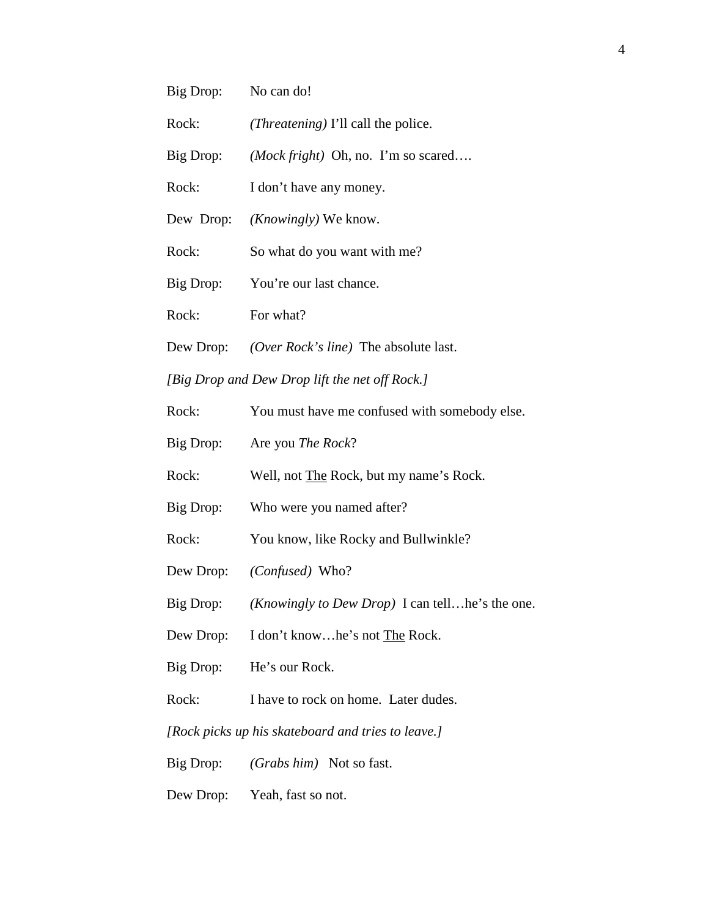Big Drop: No can do!

Rock: *(Threatening)* I'll call the police.

Big Drop: *(Mock fright)* Oh, no. I'm so scared….

Rock: I don't have any money.

Dew Drop: *(Knowingly)* We know.

Rock: So what do you want with me?

Big Drop: You're our last chance.

Rock: For what?

Dew Drop: *(Over Rock's line)* The absolute last.

*[Big Drop and Dew Drop lift the net off Rock.]*

Rock: You must have me confused with somebody else.

Big Drop: Are you *The Rock*?

Rock: Well, not <u>The</u> Rock, but my name's Rock.

Big Drop: Who were you named after?

Rock: You know, like Rocky and Bullwinkle?

Dew Drop: *(Confused)* Who?

Big Drop: *(Knowingly to Dew Drop)* I can tell…he's the one.

Dew Drop: I don't know…he's not <u>The</u> Rock.

Big Drop: He's our Rock.

Rock: I have to rock on home. Later dudes.

*[Rock picks up his skateboard and tries to leave.]*

Big Drop: *(Grabs him)* Not so fast.

Dew Drop: Yeah, fast so not.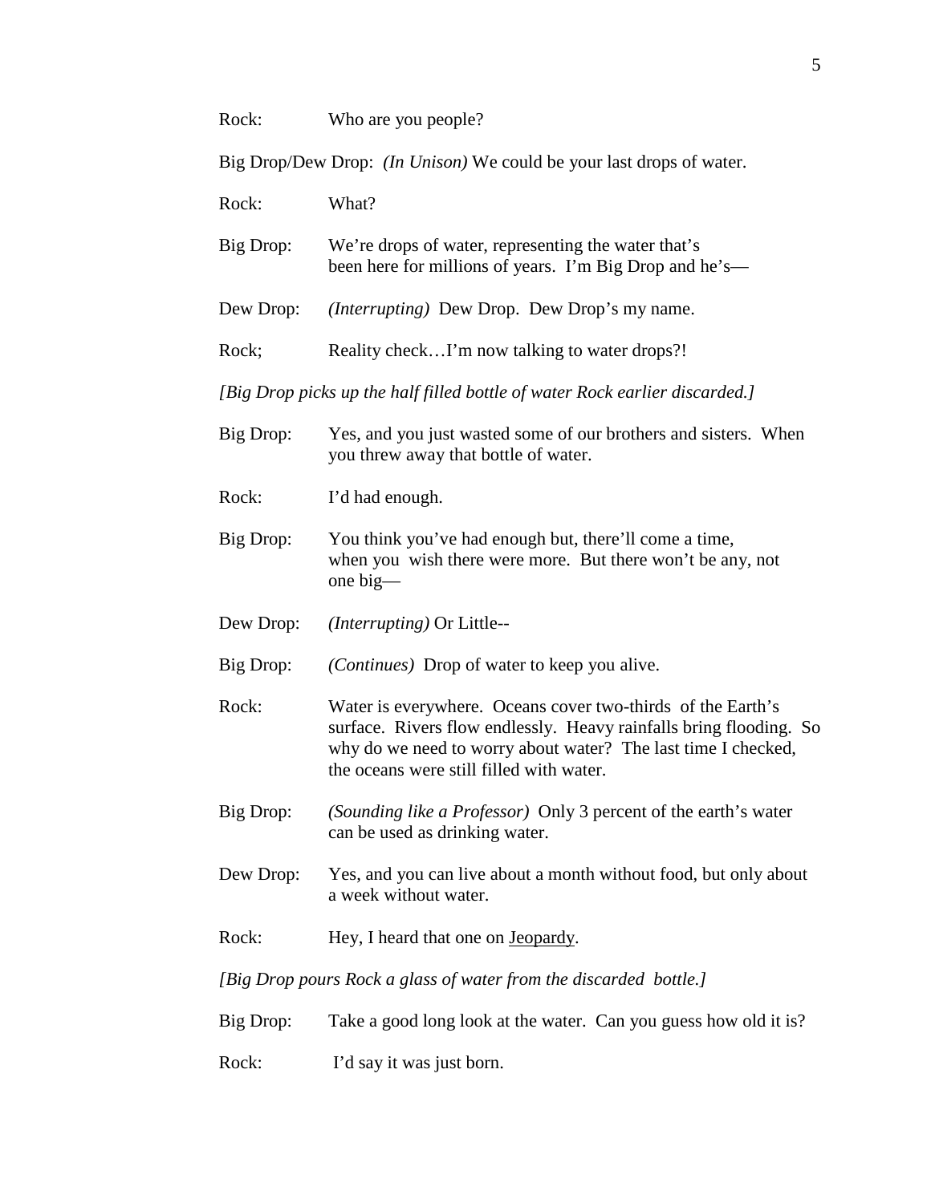Rock: Who are you people?

Big Drop/Dew Drop: *(In Unison)* We could be your last drops of water.

Rock: What?

Big Drop: We're drops of water, representing the water that's been here for millions of years. I'm Big Drop and he's—

Dew Drop: *(Interrupting)* Dew Drop. Dew Drop's my name.

Rock; Reality check…I'm now talking to water drops?!

*[Big Drop picks up the half filled bottle of water Rock earlier discarded.]*

Big Drop: Yes, and you just wasted some of our brothers and sisters. When you threw away that bottle of water.

Rock: I'd had enough.

Big Drop: You think you've had enough but, there'll come a time, when you wish there were more. But there won't be any, not one big—

Dew Drop: *(Interrupting)* Or Little--

Big Drop: *(Continues)* Drop of water to keep you alive.

Rock: Water is everywhere. Oceans cover two-thirds of the Earth's surface. Rivers flow endlessly. Heavy rainfalls bring flooding. So why do we need to worry about water? The last time I checked, the oceans were still filled with water.

Big Drop: *(Sounding like a Professor)* Only 3 percent of the earth's water can be used as drinking water.

Dew Drop: Yes, and you can live about a month without food, but only about a week without water.

Rock: Hey, I heard that one on Jeopardy.

*[Big Drop pours Rock a glass of water from the discarded bottle.]*

Big Drop: Take a good long look at the water. Can you guess how old it is?

Rock: I'd say it was just born.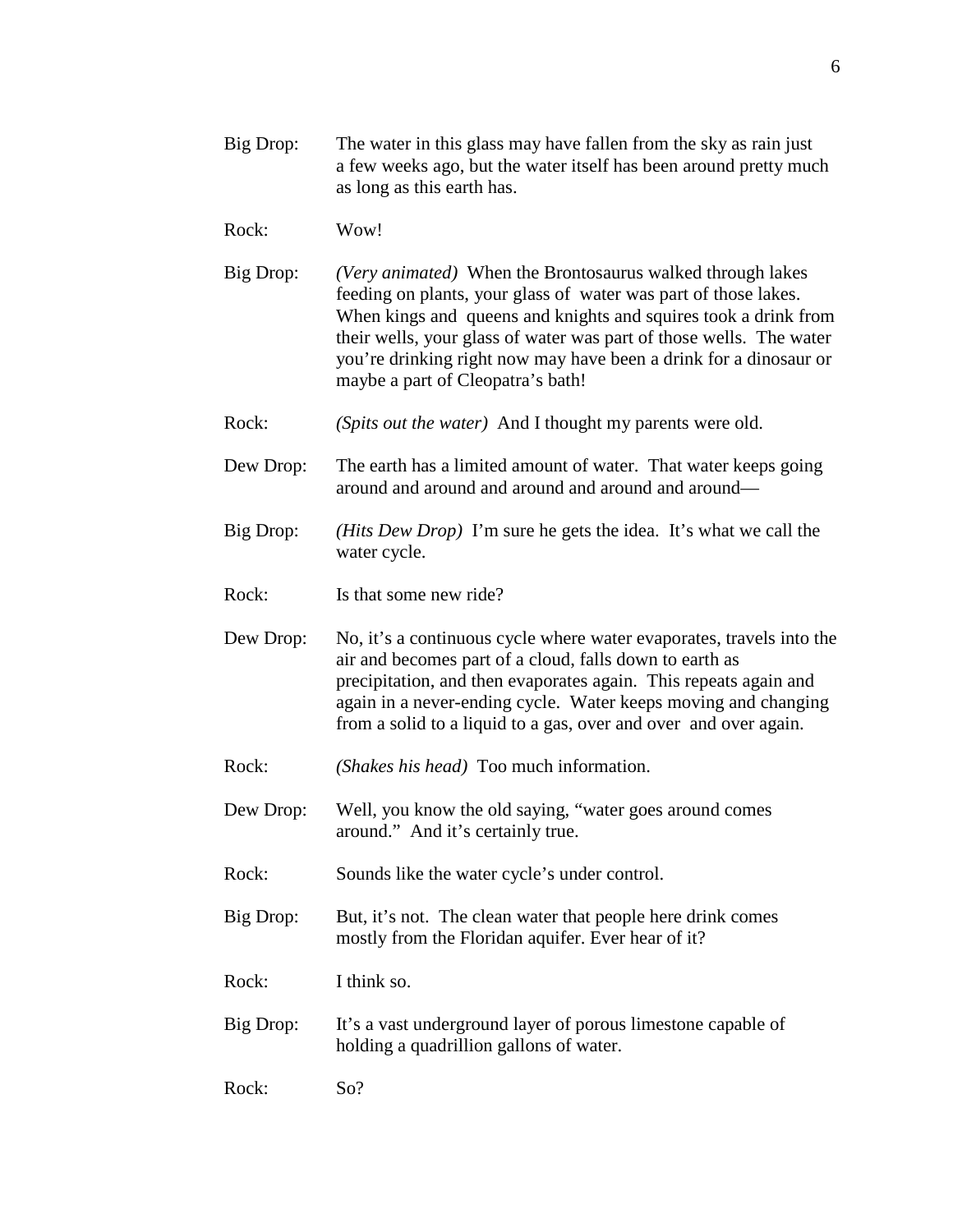Big Drop: The water in this glass may have fallen from the sky as rain just a few weeks ago, but the water itself has been around pretty much as long as this earth has.

Rock: Wow!

Big Drop: *(Very animated)* When the Brontosaurus walked through lakes feeding on plants, your glass of water was part of those lakes. When kings and queens and knights and squires took a drink from their wells, your glass of water was part of those wells. The water you're drinking right now may have been a drink for a dinosaur or maybe a part of Cleopatra's bath!

Rock: *(Spits out the water)* And I thought my parents were old.

Dew Drop: The earth has a limited amount of water. That water keeps going around and around and around and around and around—

Big Drop: *(Hits Dew Drop)* I'm sure he gets the idea. It's what we call the water cycle.

Rock: Is that some new ride?

Dew Drop: No, it's a continuous cycle where water evaporates, travels into the air and becomes part of a cloud, falls down to earth as precipitation, and then evaporates again. This repeats again and again in a never-ending cycle. Water keeps moving and changing from a solid to a liquid to a gas, over and over and over again.

Rock: *(Shakes his head)* Too much information.

Dew Drop: Well, you know the old saying, "water goes around comes around." And it's certainly true.

Rock: Sounds like the water cycle's under control.

Big Drop: But, it's not. The clean water that people here drink comes mostly from the Floridan aquifer. Ever hear of it?

Rock: I think so.

Big Drop: It's a vast underground layer of porous limestone capable of holding a quadrillion gallons of water.

Rock: So?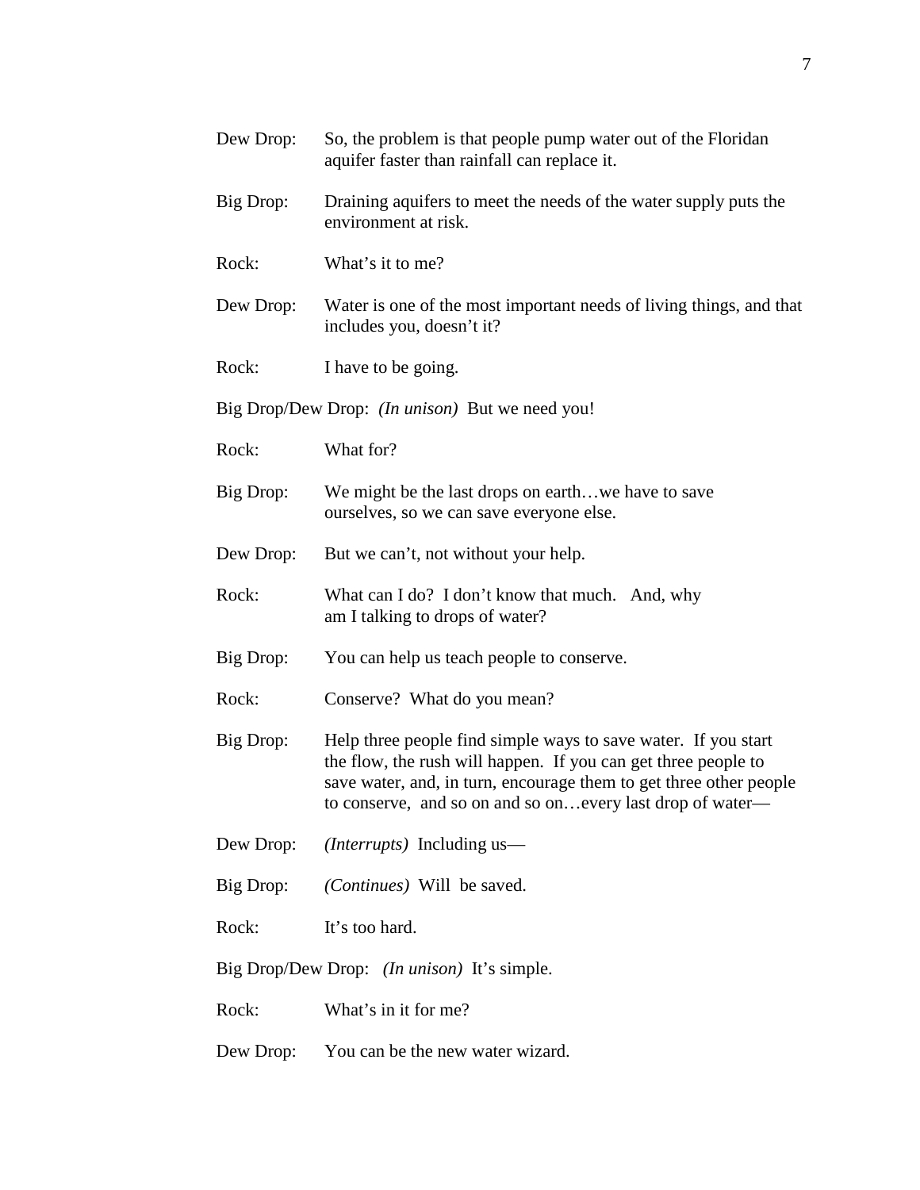Dew Drop: So, the problem is that people pump water out of the Floridan aquifer faster than rainfall can replace it.

Big Drop: Draining aquifers to meet the needs of the water supply puts the environment at risk.

Rock: What's it to me?

Dew Drop: Water is one of the most important needs of living things, and that includes you, doesn't it?

Rock: I have to be going.

Big Drop/Dew Drop: *(In unison)* But we need you!

Rock: What for?

Big Drop: We might be the last drops on earth…we have to save ourselves, so we can save everyone else.

Dew Drop: But we can't, not without your help.

Rock: What can I do? I don't know that much. And, why am I talking to drops of water?

Big Drop: You can help us teach people to conserve.

Rock: Conserve? What do you mean?

Big Drop: Help three people find simple ways to save water. If you start the flow, the rush will happen. If you can get three people to save water, and, in turn, encourage them to get three other people to conserve, and so on and so on…every last drop of water—

Dew Drop: *(Interrupts)* Including us—

Big Drop: *(Continues)* Will be saved.

Rock: It's too hard.

Big Drop/Dew Drop: *(In unison)* It's simple.

Rock: What's in it for me?

Dew Drop: You can be the new water wizard.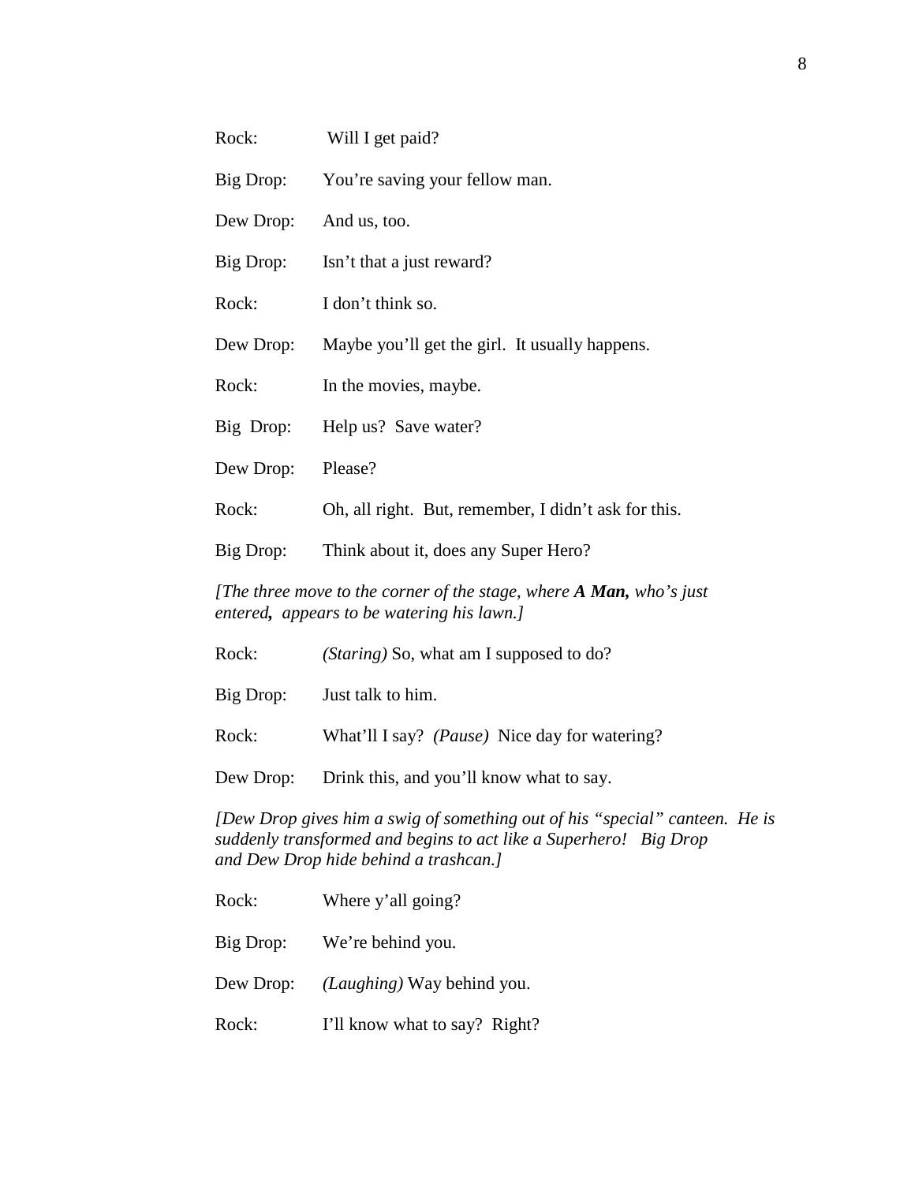Rock: Will I get paid?

Big Drop: You're saving your fellow man.

Dew Drop: And us, too.

Big Drop: Isn't that a just reward?

Rock: I don't think so.

Dew Drop: Maybe you'll get the girl. It usually happens.

Rock: In the movies, maybe.

Big Drop: Help us? Save water?

Dew Drop: Please?

Rock: Oh, all right. But, remember, I didn't ask for this.

Big Drop: Think about it, does any Super Hero?

*[The three move to the corner of the stage, where* ***A Man,*** *who's just entered, appears to be watering his lawn.]*

Rock: *(Staring)* So, what am I supposed to do?

Big Drop: Just talk to him.

Rock: What'll I say? *(Pause)* Nice day for watering?

Dew Drop: Drink this, and you'll know what to say.

*[Dew Drop gives him a swig of something out of his "special" canteen. He is suddenly transformed and begins to act like a Superhero! Big Drop and Dew Drop hide behind a trashcan.]*

Rock: Where y'all going?

Big Drop: We're behind you.

Dew Drop: *(Laughing)* Way behind you.

Rock: I'll know what to say? Right?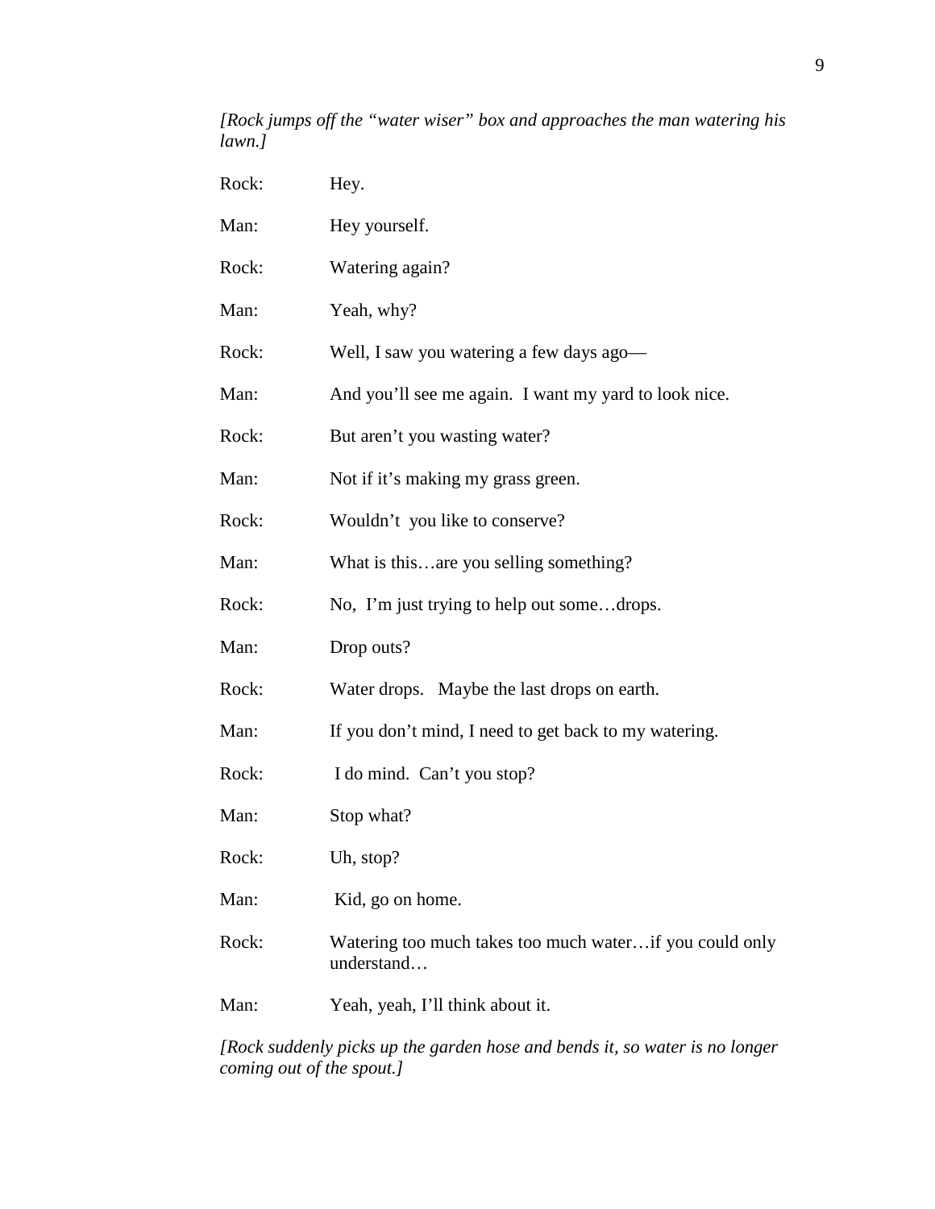*[Rock jumps off the "water wiser" box and approaches the man watering his lawn.]*

Rock: Hey.

Man: Hey yourself.

Rock: Watering again?

Man: Yeah, why?

Rock: Well, I saw you watering a few days ago—

Man: And you'll see me again. I want my yard to look nice.

Rock: But aren't you wasting water?

Man: Not if it's making my grass green.

Rock: Wouldn't you like to conserve?

Man: What is this…are you selling something?

Rock: No, I'm just trying to help out some…drops.

Man: Drop outs?

Rock: Water drops. Maybe the last drops on earth.

Man: If you don't mind, I need to get back to my watering.

Rock: I do mind. Can't you stop?

Man: Stop what?

Rock: Uh, stop?

Man: Kid, go on home.

Rock: Watering too much takes too much water…if you could only understand…

Man: Yeah, yeah, I'll think about it.

*[Rock suddenly picks up the garden hose and bends it, so water is no longer coming out of the spout.]*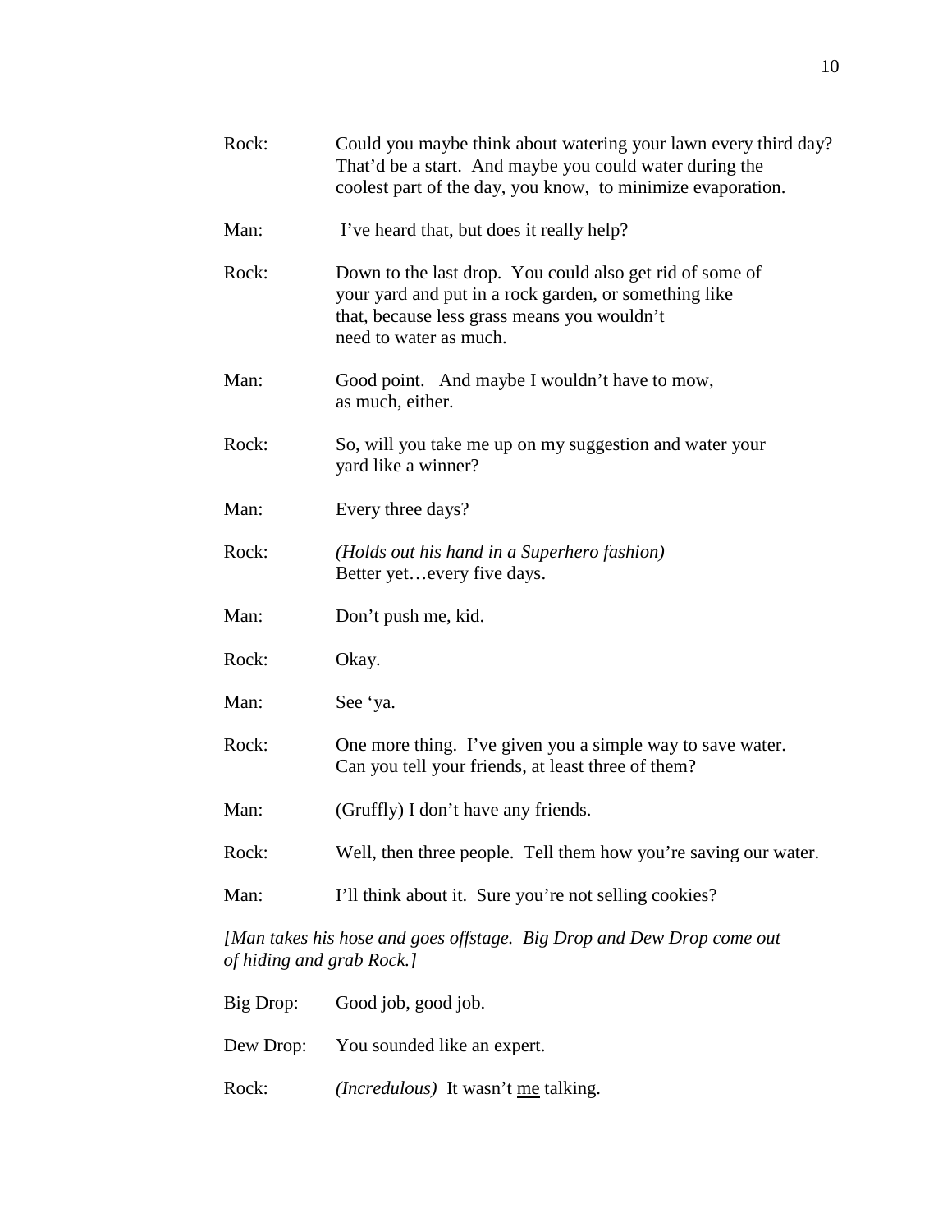Rock: Could you maybe think about watering your lawn every third day? That'd be a start. And maybe you could water during the coolest part of the day, you know, to minimize evaporation.

Man: I've heard that, but does it really help?

Rock: Down to the last drop. You could also get rid of some of your yard and put in a rock garden, or something like that, because less grass means you wouldn't need to water as much.

Man: Good point. And maybe I wouldn't have to mow, as much, either.

Rock: So, will you take me up on my suggestion and water your yard like a winner?

Man: Every three days?

Rock: *(Holds out his hand in a Superhero fashion)* Better yet…every five days.

Man: Don't push me, kid.

Rock: Okay.

Man: See 'ya.

Rock: One more thing. I've given you a simple way to save water. Can you tell your friends, at least three of them?

Man: (Gruffly) I don't have any friends.

Rock: Well, then three people. Tell them how you're saving our water.

Man: I'll think about it. Sure you're not selling cookies?

*[Man takes his hose and goes offstage. Big Drop and Dew Drop come out of hiding and grab Rock.]*

Big Drop: Good job, good job.

Dew Drop: You sounded like an expert.

Rock: *(Incredulous)* It wasn't <u>me</u> talking.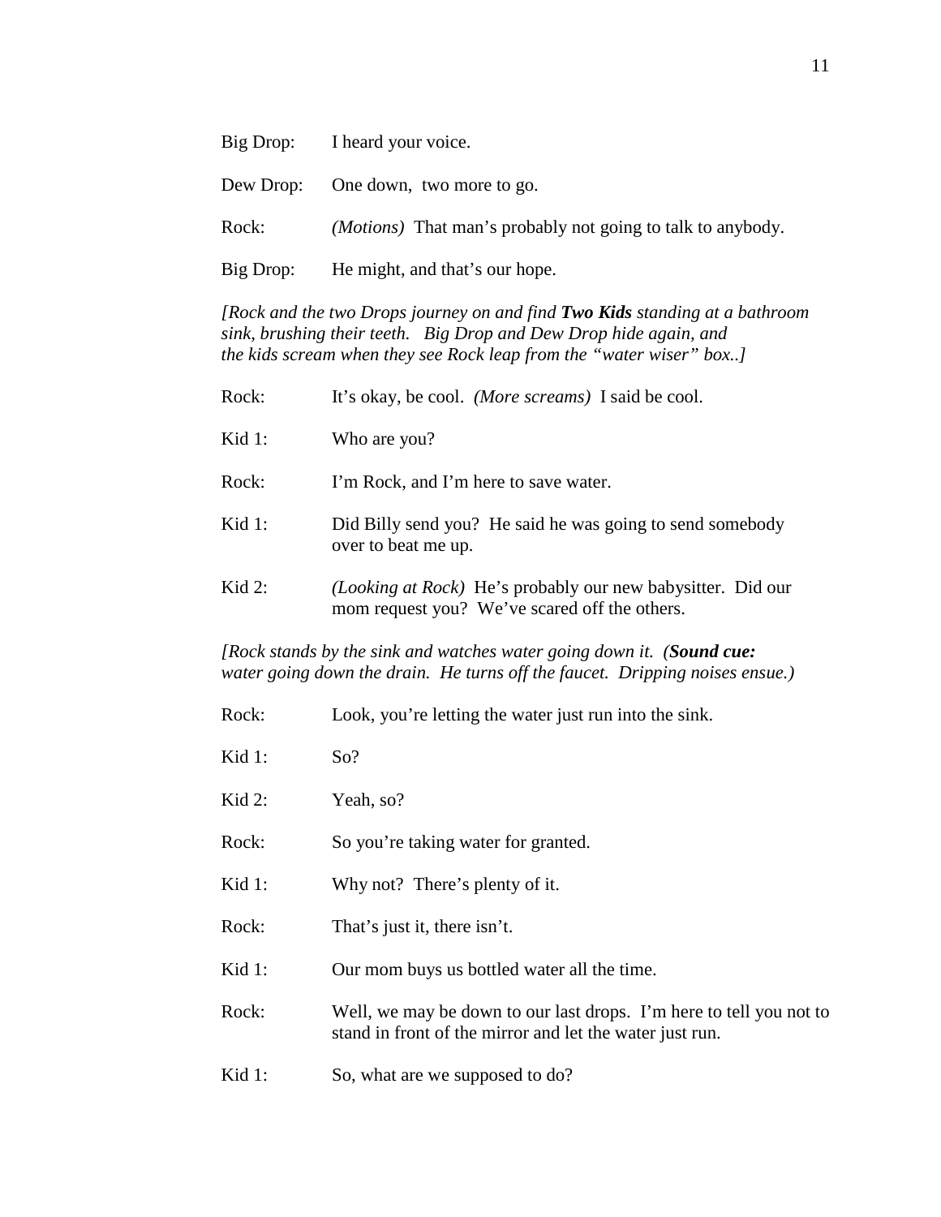Big Drop: I heard your voice.

Dew Drop: One down, two more to go.

Rock: *(Motions)* That man's probably not going to talk to anybody.

Big Drop: He might, and that's our hope.

*[Rock and the two Drops journey on and find **Two Kids** standing at a bathroom sink, brushing their teeth. Big Drop and Dew Drop hide again, and the kids scream when they see Rock leap from the "water wiser" box..]*

Rock: It's okay, be cool. *(More screams)* I said be cool.

Kid 1: Who are you?

Rock: I'm Rock, and I'm here to save water.

Kid 1: Did Billy send you? He said he was going to send somebody over to beat me up.

Kid 2: *(Looking at Rock)* He's probably our new babysitter. Did our mom request you? We've scared off the others.

*[Rock stands by the sink and watches water going down it. (**Sound cue:** water going down the drain. He turns off the faucet. Dripping noises ensue.)*

Rock: Look, you're letting the water just run into the sink.

Kid 1: So?

Kid 2: Yeah, so?

Rock: So you're taking water for granted.

Kid 1: Why not? There's plenty of it.

Rock: That's just it, there isn't.

Kid 1: Our mom buys us bottled water all the time.

Rock: Well, we may be down to our last drops. I'm here to tell you not to stand in front of the mirror and let the water just run.

Kid 1: So, what are we supposed to do?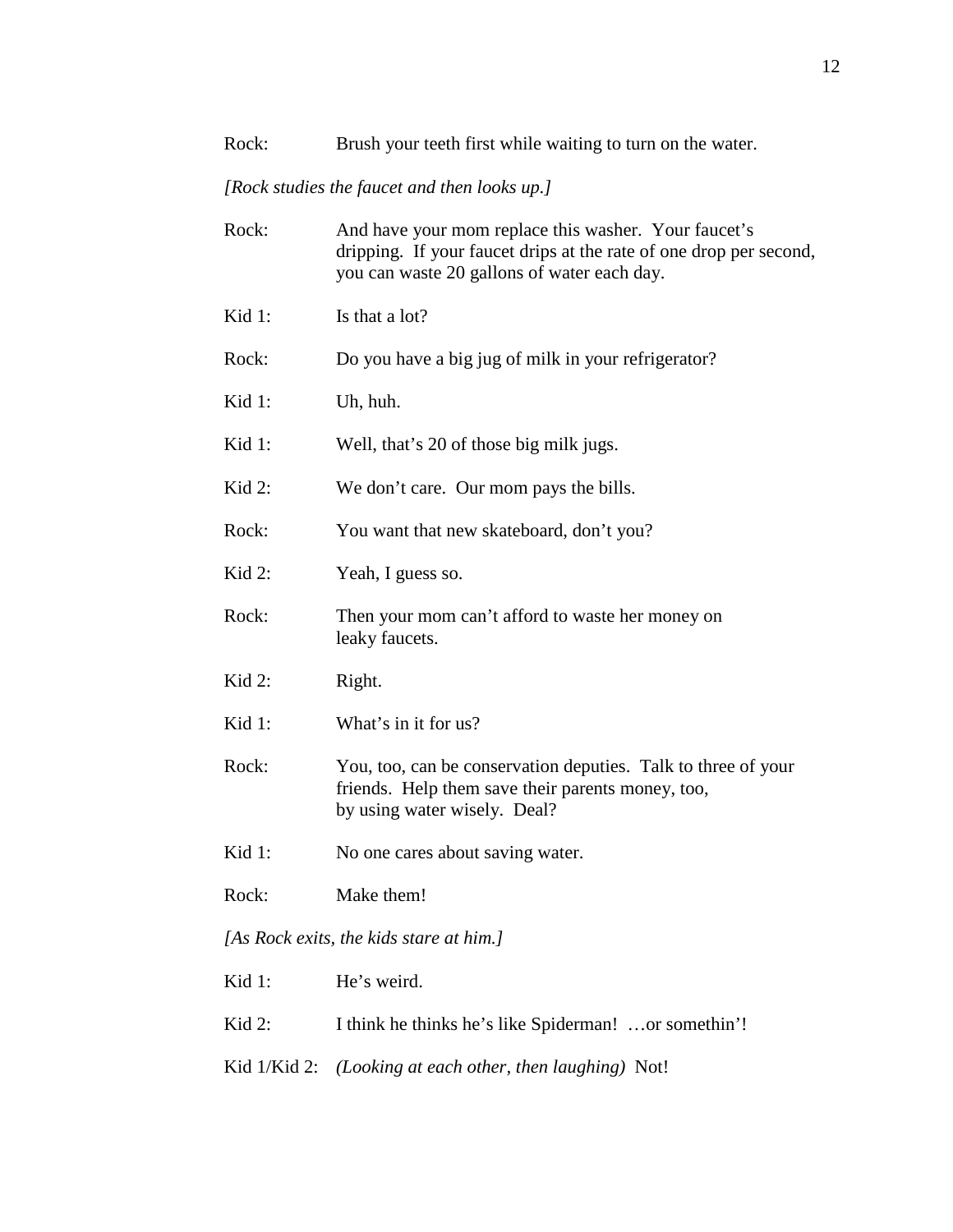Rock: Brush your teeth first while waiting to turn on the water.

*[Rock studies the faucet and then looks up.]*

Rock: And have your mom replace this washer. Your faucet's dripping. If your faucet drips at the rate of one drop per second, you can waste 20 gallons of water each day.

Kid 1: Is that a lot?

Rock: Do you have a big jug of milk in your refrigerator?

Kid 1: Uh, huh.

Kid 1: Well, that's 20 of those big milk jugs.

Kid 2: We don't care. Our mom pays the bills.

Rock: You want that new skateboard, don't you?

Kid 2: Yeah, I guess so.

Rock: Then your mom can't afford to waste her money on leaky faucets.

Kid 2: Right.

Kid 1: What's in it for us?

Rock: You, too, can be conservation deputies. Talk to three of your friends. Help them save their parents money, too, by using water wisely. Deal?

Kid 1: No one cares about saving water.

Rock: Make them!

*[As Rock exits, the kids stare at him.]*

Kid 1: He's weird.

Kid 2: I think he thinks he's like Spiderman! …or somethin'!

Kid 1/Kid 2: *(Looking at each other, then laughing)* Not!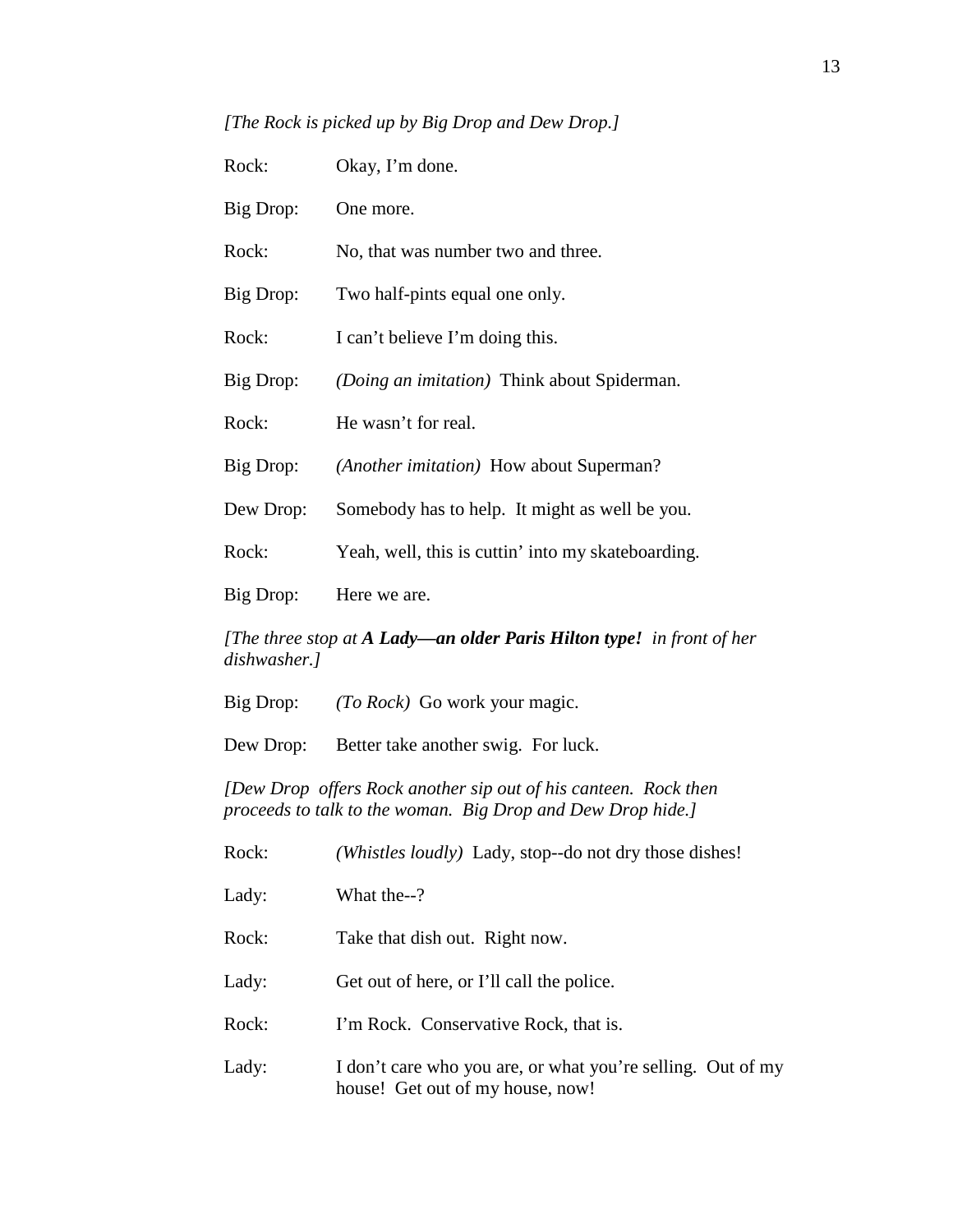*[The Rock is picked up by Big Drop and Dew Drop.]*

Rock: Okay, I'm done.

Big Drop: One more.

Rock: No, that was number two and three.

Big Drop: Two half-pints equal one only.

Rock: I can't believe I'm doing this.

Big Drop: *(Doing an imitation)* Think about Spiderman.

Rock: He wasn't for real.

Big Drop: *(Another imitation)* How about Superman?

Dew Drop: Somebody has to help. It might as well be you.

Rock: Yeah, well, this is cuttin' into my skateboarding.

Big Drop: Here we are.

*[The three stop at* ***A Lady—an older Paris Hilton type!*** *in front of her dishwasher.]*

Big Drop: *(To Rock)* Go work your magic.

Dew Drop: Better take another swig. For luck.

*[Dew Drop offers Rock another sip out of his canteen. Rock then proceeds to talk to the woman. Big Drop and Dew Drop hide.]*

Rock: *(Whistles loudly)* Lady, stop--do not dry those dishes!

Lady: What the--?

Rock: Take that dish out. Right now.

Lady: Get out of here, or I'll call the police.

Rock: I'm Rock. Conservative Rock, that is.

Lady: I don't care who you are, or what you're selling. Out of my house! Get out of my house, now!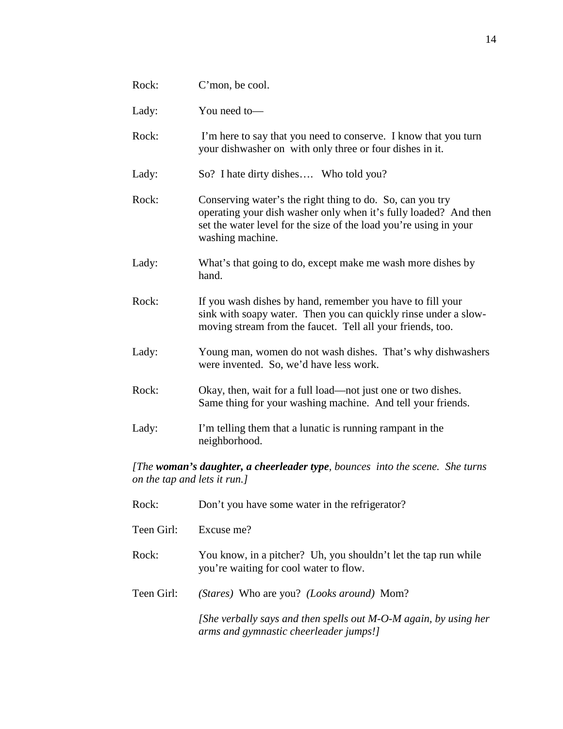Rock: C'mon, be cool.

Lady: You need to—

Rock: I'm here to say that you need to conserve. I know that you turn your dishwasher on with only three or four dishes in it.

Lady: So? I hate dirty dishes…. Who told you?

Rock: Conserving water's the right thing to do. So, can you try operating your dish washer only when it's fully loaded? And then set the water level for the size of the load you're using in your washing machine.

Lady: What's that going to do, except make me wash more dishes by hand.

Rock: If you wash dishes by hand, remember you have to fill your sink with soapy water. Then you can quickly rinse under a slow-moving stream from the faucet. Tell all your friends, too.

Lady: Young man, women do not wash dishes. That's why dishwashers were invented. So, we'd have less work.

Rock: Okay, then, wait for a full load—not just one or two dishes. Same thing for your washing machine. And tell your friends.

Lady: I'm telling them that a lunatic is running rampant in the neighborhood.

*[The **woman's daughter, a cheerleader type**, bounces into the scene. She turns on the tap and lets it run.]*

Rock: Don't you have some water in the refrigerator?

Teen Girl: Excuse me?

Rock: You know, in a pitcher? Uh, you shouldn't let the tap run while you're waiting for cool water to flow.

Teen Girl: *(Stares)* Who are you? *(Looks around)* Mom?

*[She verbally says and then spells out M-O-M again, by using her arms and gymnastic cheerleader jumps!]*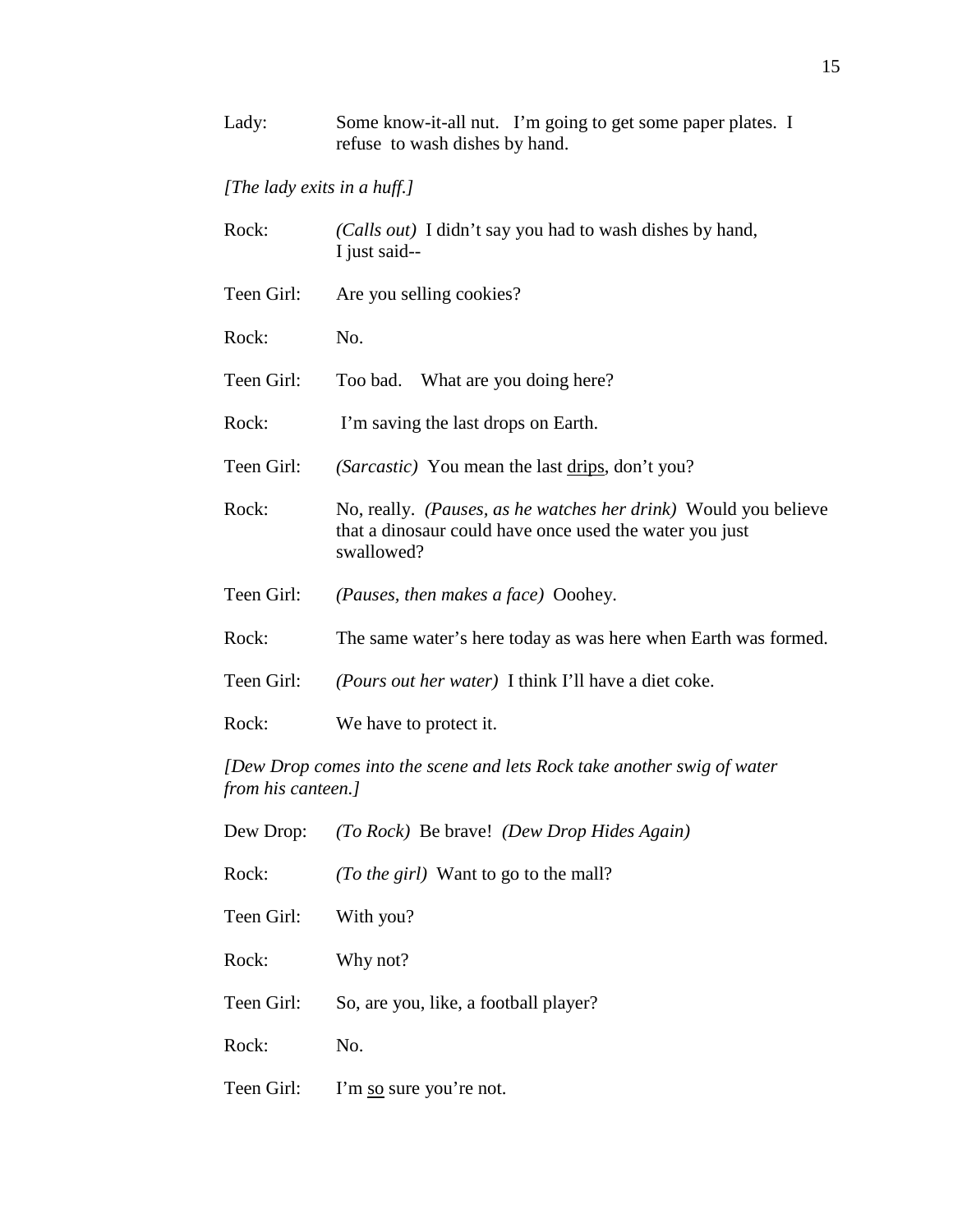Lady: Some know-it-all nut. I'm going to get some paper plates. I refuse to wash dishes by hand.

*[The lady exits in a huff.]*

Rock: *(Calls out)* I didn't say you had to wash dishes by hand, I just said--

Teen Girl: Are you selling cookies?

Rock: No.

Teen Girl: Too bad. What are you doing here?

Rock: I'm saving the last drops on Earth.

Teen Girl: *(Sarcastic)* You mean the last <u>drips</u>, don't you?

Rock: No, really. *(Pauses, as he watches her drink)* Would you believe that a dinosaur could have once used the water you just swallowed?

Teen Girl: *(Pauses, then makes a face)* Ooohey.

Rock: The same water's here today as was here when Earth was formed.

Teen Girl: *(Pours out her water)* I think I'll have a diet coke.

Rock: We have to protect it.

*[Dew Drop comes into the scene and lets Rock take another swig of water from his canteen.]*

Dew Drop: *(To Rock)* Be brave! *(Dew Drop Hides Again)*

Rock: *(To the girl)* Want to go to the mall?

Teen Girl: With you?

Rock: Why not?

Teen Girl: So, are you, like, a football player?

Rock: No.

Teen Girl: I'm <u>so</u> sure you're not.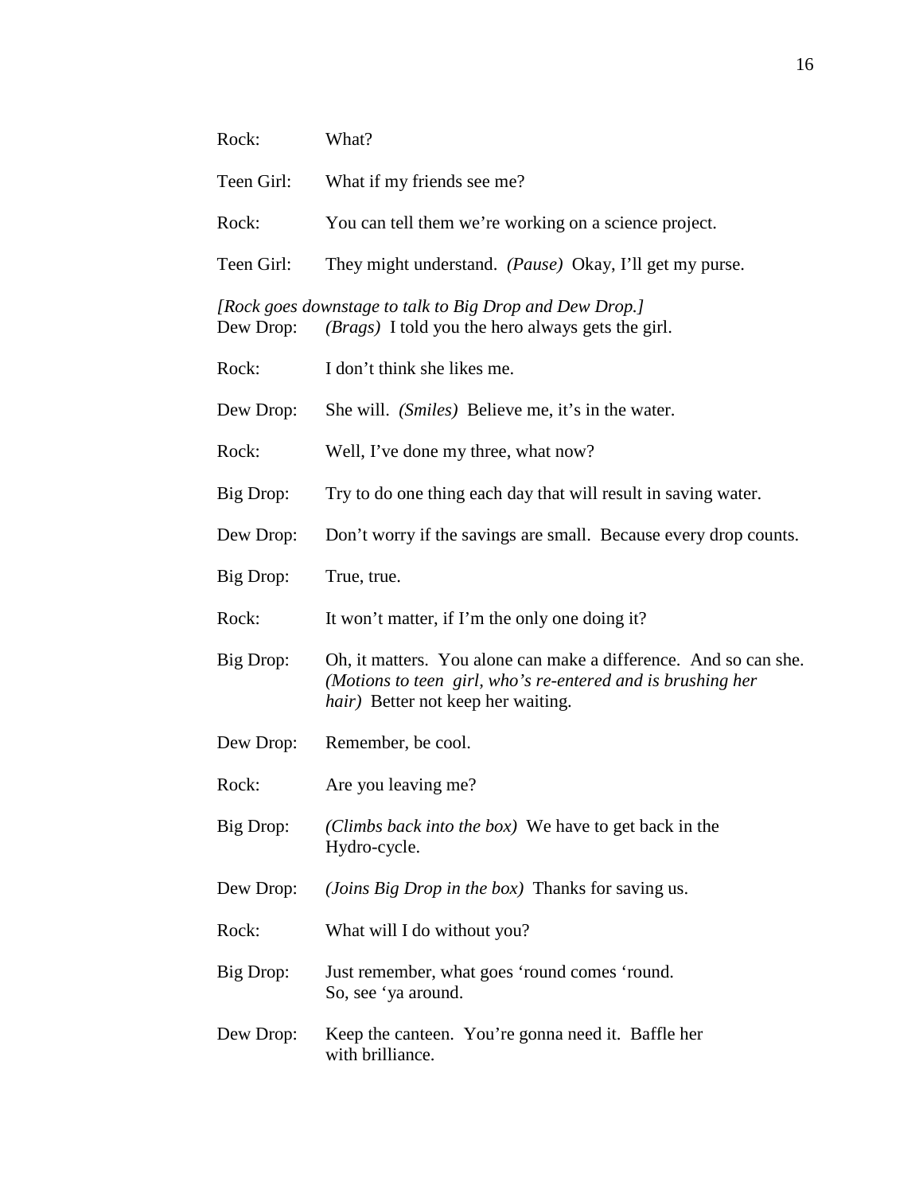Rock: What?

Teen Girl: What if my friends see me?

Rock: You can tell them we're working on a science project.

Teen Girl: They might understand. *(Pause)* Okay, I'll get my purse.

*[Rock goes downstage to talk to Big Drop and Dew Drop.]*

Dew Drop: *(Brags)* I told you the hero always gets the girl.

Rock: I don't think she likes me.

Dew Drop: She will. *(Smiles)* Believe me, it's in the water.

Rock: Well, I've done my three, what now?

Big Drop: Try to do one thing each day that will result in saving water.

Dew Drop: Don't worry if the savings are small. Because every drop counts.

Big Drop: True, true.

Rock: It won't matter, if I'm the only one doing it?

Big Drop: Oh, it matters. You alone can make a difference. And so can she. *(Motions to teen girl, who's re-entered and is brushing her hair)* Better not keep her waiting.

Dew Drop: Remember, be cool.

Rock: Are you leaving me?

Big Drop: *(Climbs back into the box)* We have to get back in the Hydro-cycle.

Dew Drop: *(Joins Big Drop in the box)* Thanks for saving us.

Rock: What will I do without you?

Big Drop: Just remember, what goes 'round comes 'round. So, see 'ya around.

Dew Drop: Keep the canteen. You're gonna need it. Baffle her with brilliance.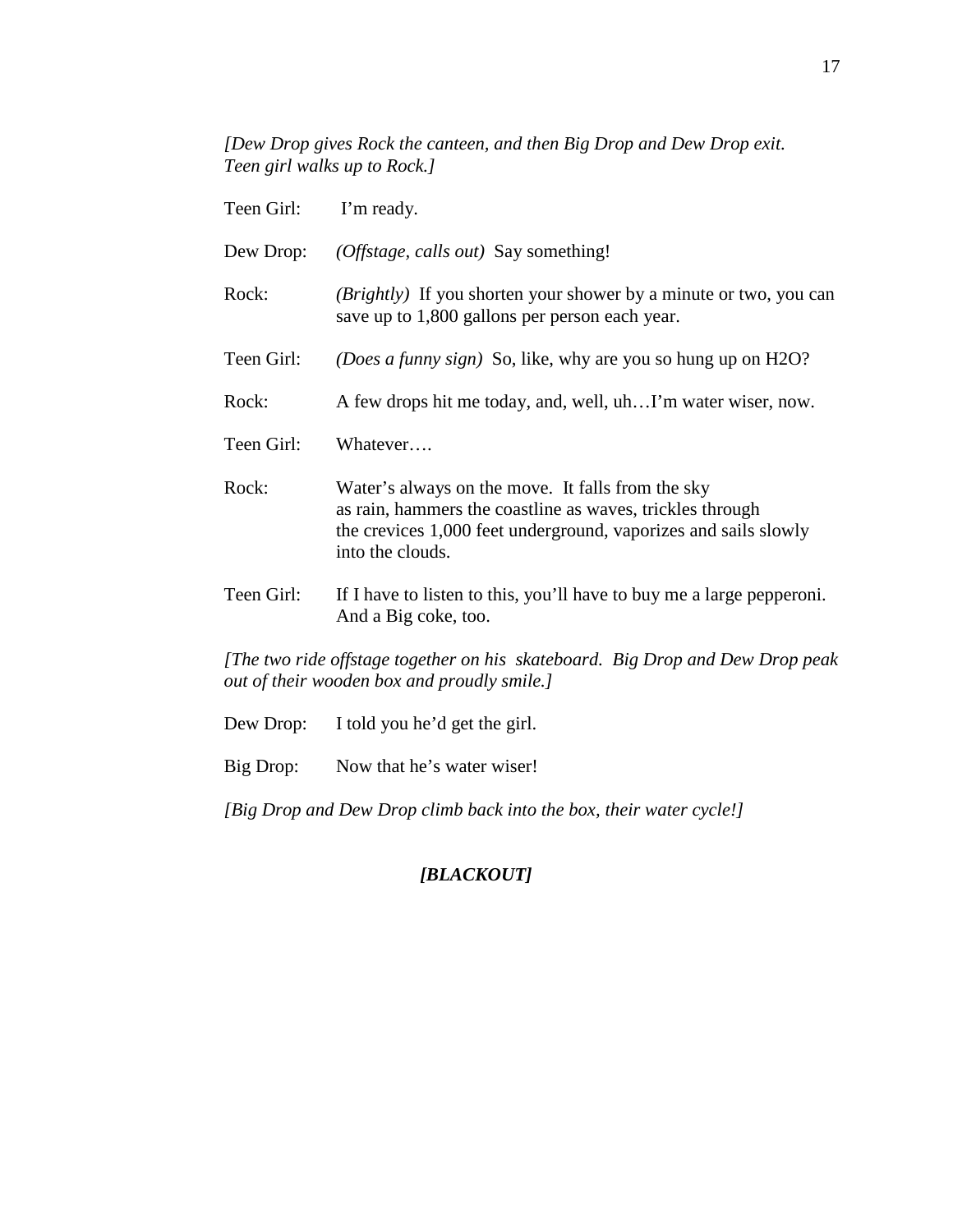*[Dew Drop gives Rock the canteen, and then Big Drop and Dew Drop exit. Teen girl walks up to Rock.]*

Teen Girl: I'm ready.

Dew Drop: *(Offstage, calls out)* Say something!

Rock: *(Brightly)* If you shorten your shower by a minute or two, you can save up to 1,800 gallons per person each year.

Teen Girl: *(Does a funny sign)* So, like, why are you so hung up on H2O?

Rock: A few drops hit me today, and, well, uh…I'm water wiser, now.

Teen Girl: Whatever….

Rock: Water's always on the move. It falls from the sky as rain, hammers the coastline as waves, trickles through the crevices 1,000 feet underground, vaporizes and sails slowly into the clouds.

Teen Girl: If I have to listen to this, you'll have to buy me a large pepperoni. And a Big coke, too.

*[The two ride offstage together on his skateboard. Big Drop and Dew Drop peak out of their wooden box and proudly smile.]*

Dew Drop: I told you he'd get the girl.

Big Drop: Now that he's water wiser!

*[Big Drop and Dew Drop climb back into the box, their water cycle!]*

***[BLACKOUT]***